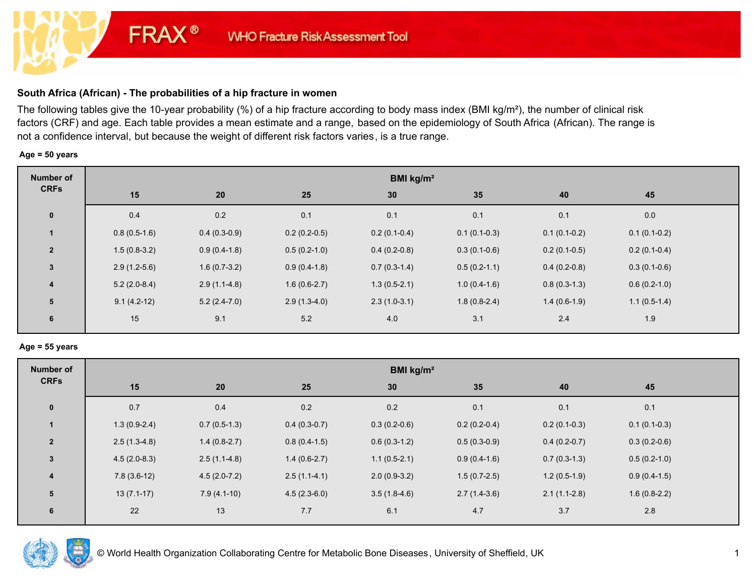FRAX® WHO Fracture Risk Assessment Tool

### South Africa (African) - The probabilities of a hip fracture in women

The following tables give the 10-year probability (%) of a hip fracture according to body mass index (BMI kg/m²), the number of clinical risk factors (CRF) and age. Each table provides a mean estimate and a range, based on the epidemiology of South Africa (African). The range is not a confidence interval, but because the weight of different risk factors varies, is a true range.

**Age = 50 years**

| Number of CRFs | BMI kg/m² | | | | | | |
|---|---|---|---|---|---|---|---|
| | 15 | 20 | 25 | 30 | 35 | 40 | 45 |
| 0 | 0.4 | 0.2 | 0.1 | 0.1 | 0.1 | 0.1 | 0.0 |
| 1 | 0.8 (0.5-1.6) | 0.4 (0.3-0.9) | 0.2 (0.2-0.5) | 0.2 (0.1-0.4) | 0.1 (0.1-0.3) | 0.1 (0.1-0.2) | 0.1 (0.1-0.2) |
| 2 | 1.5 (0.8-3.2) | 0.9 (0.4-1.8) | 0.5 (0.2-1.0) | 0.4 (0.2-0.8) | 0.3 (0.1-0.6) | 0.2 (0.1-0.5) | 0.2 (0.1-0.4) |
| 3 | 2.9 (1.2-5.6) | 1.6 (0.7-3.2) | 0.9 (0.4-1.8) | 0.7 (0.3-1.4) | 0.5 (0.2-1.1) | 0.4 (0.2-0.8) | 0.3 (0.1-0.6) |
| 4 | 5.2 (2.0-8.4) | 2.9 (1.1-4.8) | 1.6 (0.6-2.7) | 1.3 (0.5-2.1) | 1.0 (0.4-1.6) | 0.8 (0.3-1.3) | 0.6 (0.2-1.0) |
| 5 | 9.1 (4.2-12) | 5.2 (2.4-7.0) | 2.9 (1.3-4.0) | 2.3 (1.0-3.1) | 1.8 (0.8-2.4) | 1.4 (0.6-1.9) | 1.1 (0.5-1.4) |
| 6 | 15 | 9.1 | 5.2 | 4.0 | 3.1 | 2.4 | 1.9 |

**Age = 55 years**

| Number of CRFs | BMI kg/m² | | | | | | |
|---|---|---|---|---|---|---|---|
| | 15 | 20 | 25 | 30 | 35 | 40 | 45 |
| 0 | 0.7 | 0.4 | 0.2 | 0.2 | 0.1 | 0.1 | 0.1 |
| 1 | 1.3 (0.9-2.4) | 0.7 (0.5-1.3) | 0.4 (0.3-0.7) | 0.3 (0.2-0.6) | 0.2 (0.2-0.4) | 0.2 (0.1-0.3) | 0.1 (0.1-0.3) |
| 2 | 2.5 (1.3-4.8) | 1.4 (0.8-2.7) | 0.8 (0.4-1.5) | 0.6 (0.3-1.2) | 0.5 (0.3-0.9) | 0.4 (0.2-0.7) | 0.3 (0.2-0.6) |
| 3 | 4.5 (2.0-8.3) | 2.5 (1.1-4.8) | 1.4 (0.6-2.7) | 1.1 (0.5-2.1) | 0.9 (0.4-1.6) | 0.7 (0.3-1.3) | 0.5 (0.2-1.0) |
| 4 | 7.8 (3.6-12) | 4.5 (2.0-7.2) | 2.5 (1.1-4.1) | 2.0 (0.9-3.2) | 1.5 (0.7-2.5) | 1.2 (0.5-1.9) | 0.9 (0.4-1.5) |
| 5 | 13 (7.1-17) | 7.9 (4.1-10) | 4.5 (2.3-6.0) | 3.5 (1.8-4.6) | 2.7 (1.4-3.6) | 2.1 (1.1-2.8) | 1.6 (0.8-2.2) |
| 6 | 22 | 13 | 7.7 | 6.1 | 4.7 | 3.7 | 2.8 |

© World Health Organization Collaborating Centre for Metabolic Bone Diseases, University of Sheffield, UK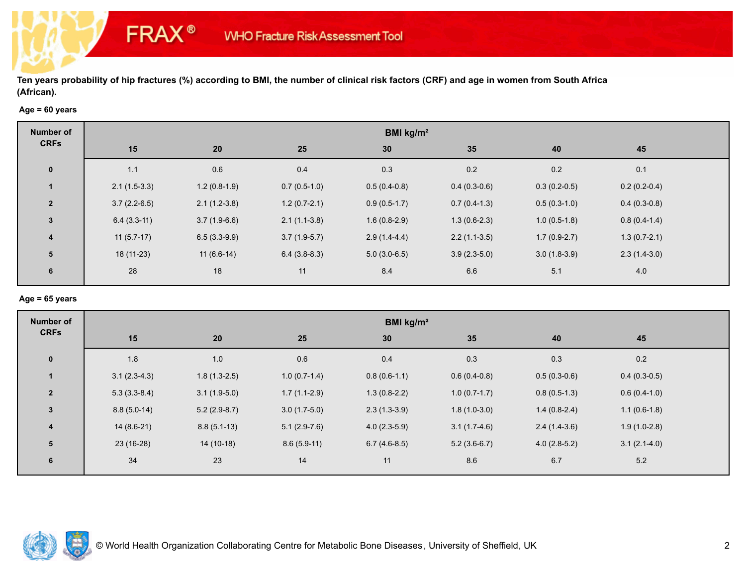Ten years probability of hip fractures (%) according to BMI, the number of clinical risk factors (CRF) and age in women from South Africa (African).

**Age = 60 years**

| Number of CRFs | BMI kg/m² | | | | | | |
|---|---|---|---|---|---|---|---|
| | 15 | 20 | 25 | 30 | 35 | 40 | 45 |
| 0 | 1.1 | 0.6 | 0.4 | 0.3 | 0.2 | 0.2 | 0.1 |
| 1 | 2.1 (1.5-3.3) | 1.2 (0.8-1.9) | 0.7 (0.5-1.0) | 0.5 (0.4-0.8) | 0.4 (0.3-0.6) | 0.3 (0.2-0.5) | 0.2 (0.2-0.4) |
| 2 | 3.7 (2.2-6.5) | 2.1 (1.2-3.8) | 1.2 (0.7-2.1) | 0.9 (0.5-1.7) | 0.7 (0.4-1.3) | 0.5 (0.3-1.0) | 0.4 (0.3-0.8) |
| 3 | 6.4 (3.3-11) | 3.7 (1.9-6.6) | 2.1 (1.1-3.8) | 1.6 (0.8-2.9) | 1.3 (0.6-2.3) | 1.0 (0.5-1.8) | 0.8 (0.4-1.4) |
| 4 | 11 (5.7-17) | 6.5 (3.3-9.9) | 3.7 (1.9-5.7) | 2.9 (1.4-4.4) | 2.2 (1.1-3.5) | 1.7 (0.9-2.7) | 1.3 (0.7-2.1) |
| 5 | 18 (11-23) | 11 (6.6-14) | 6.4 (3.8-8.3) | 5.0 (3.0-6.5) | 3.9 (2.3-5.0) | 3.0 (1.8-3.9) | 2.3 (1.4-3.0) |
| 6 | 28 | 18 | 11 | 8.4 | 6.6 | 5.1 | 4.0 |

**Age = 65 years**

| Number of CRFs | BMI kg/m² | | | | | | |
|---|---|---|---|---|---|---|---|
| | 15 | 20 | 25 | 30 | 35 | 40 | 45 |
| 0 | 1.8 | 1.0 | 0.6 | 0.4 | 0.3 | 0.3 | 0.2 |
| 1 | 3.1 (2.3-4.3) | 1.8 (1.3-2.5) | 1.0 (0.7-1.4) | 0.8 (0.6-1.1) | 0.6 (0.4-0.8) | 0.5 (0.3-0.6) | 0.4 (0.3-0.5) |
| 2 | 5.3 (3.3-8.4) | 3.1 (1.9-5.0) | 1.7 (1.1-2.9) | 1.3 (0.8-2.2) | 1.0 (0.7-1.7) | 0.8 (0.5-1.3) | 0.6 (0.4-1.0) |
| 3 | 8.8 (5.0-14) | 5.2 (2.9-8.7) | 3.0 (1.7-5.0) | 2.3 (1.3-3.9) | 1.8 (1.0-3.0) | 1.4 (0.8-2.4) | 1.1 (0.6-1.8) |
| 4 | 14 (8.6-21) | 8.8 (5.1-13) | 5.1 (2.9-7.6) | 4.0 (2.3-5.9) | 3.1 (1.7-4.6) | 2.4 (1.4-3.6) | 1.9 (1.0-2.8) |
| 5 | 23 (16-28) | 14 (10-18) | 8.6 (5.9-11) | 6.7 (4.6-8.5) | 5.2 (3.6-6.7) | 4.0 (2.8-5.2) | 3.1 (2.1-4.0) |
| 6 | 34 | 23 | 14 | 11 | 8.6 | 6.7 | 5.2 |

© World Health Organization Collaborating Centre for Metabolic Bone Diseases, University of Sheffield, UK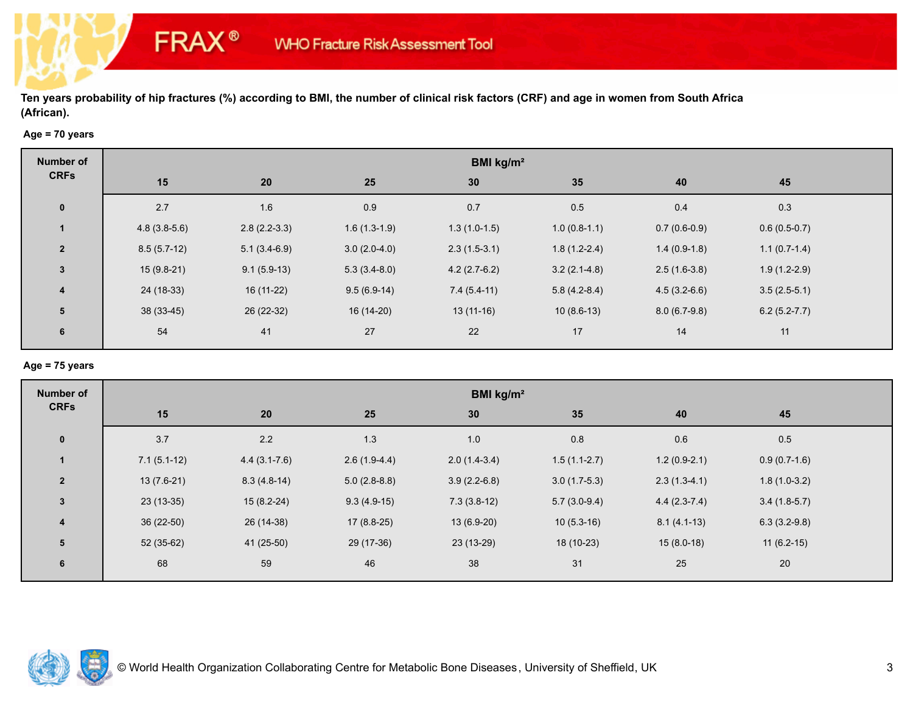**Ten years probability of hip fractures (%) according to BMI, the number of clinical risk factors (CRF) and age in women from South Africa (African).**

**Age = 70 years**

| Number of CRFs | BMI kg/m² | | | | | | |
|---|---|---|---|---|---|---|---|
| | **15** | **20** | **25** | **30** | **35** | **40** | **45** |
| **0** | 2.7 | 1.6 | 0.9 | 0.7 | 0.5 | 0.4 | 0.3 |
| **1** | 4.8 (3.8-5.6) | 2.8 (2.2-3.3) | 1.6 (1.3-1.9) | 1.3 (1.0-1.5) | 1.0 (0.8-1.1) | 0.7 (0.6-0.9) | 0.6 (0.5-0.7) |
| **2** | 8.5 (5.7-12) | 5.1 (3.4-6.9) | 3.0 (2.0-4.0) | 2.3 (1.5-3.1) | 1.8 (1.2-2.4) | 1.4 (0.9-1.8) | 1.1 (0.7-1.4) |
| **3** | 15 (9.8-21) | 9.1 (5.9-13) | 5.3 (3.4-8.0) | 4.2 (2.7-6.2) | 3.2 (2.1-4.8) | 2.5 (1.6-3.8) | 1.9 (1.2-2.9) |
| **4** | 24 (18-33) | 16 (11-22) | 9.5 (6.9-14) | 7.4 (5.4-11) | 5.8 (4.2-8.4) | 4.5 (3.2-6.6) | 3.5 (2.5-5.1) |
| **5** | 38 (33-45) | 26 (22-32) | 16 (14-20) | 13 (11-16) | 10 (8.6-13) | 8.0 (6.7-9.8) | 6.2 (5.2-7.7) |
| **6** | 54 | 41 | 27 | 22 | 17 | 14 | 11 |

**Age = 75 years**

| Number of CRFs | BMI kg/m² | | | | | | |
|---|---|---|---|---|---|---|---|
| | **15** | **20** | **25** | **30** | **35** | **40** | **45** |
| **0** | 3.7 | 2.2 | 1.3 | 1.0 | 0.8 | 0.6 | 0.5 |
| **1** | 7.1 (5.1-12) | 4.4 (3.1-7.6) | 2.6 (1.9-4.4) | 2.0 (1.4-3.4) | 1.5 (1.1-2.7) | 1.2 (0.9-2.1) | 0.9 (0.7-1.6) |
| **2** | 13 (7.6-21) | 8.3 (4.8-14) | 5.0 (2.8-8.8) | 3.9 (2.2-6.8) | 3.0 (1.7-5.3) | 2.3 (1.3-4.1) | 1.8 (1.0-3.2) |
| **3** | 23 (13-35) | 15 (8.2-24) | 9.3 (4.9-15) | 7.3 (3.8-12) | 5.7 (3.0-9.4) | 4.4 (2.3-7.4) | 3.4 (1.8-5.7) |
| **4** | 36 (22-50) | 26 (14-38) | 17 (8.8-25) | 13 (6.9-20) | 10 (5.3-16) | 8.1 (4.1-13) | 6.3 (3.2-9.8) |
| **5** | 52 (35-62) | 41 (25-50) | 29 (17-36) | 23 (13-29) | 18 (10-23) | 15 (8.0-18) | 11 (6.2-15) |
| **6** | 68 | 59 | 46 | 38 | 31 | 25 | 20 |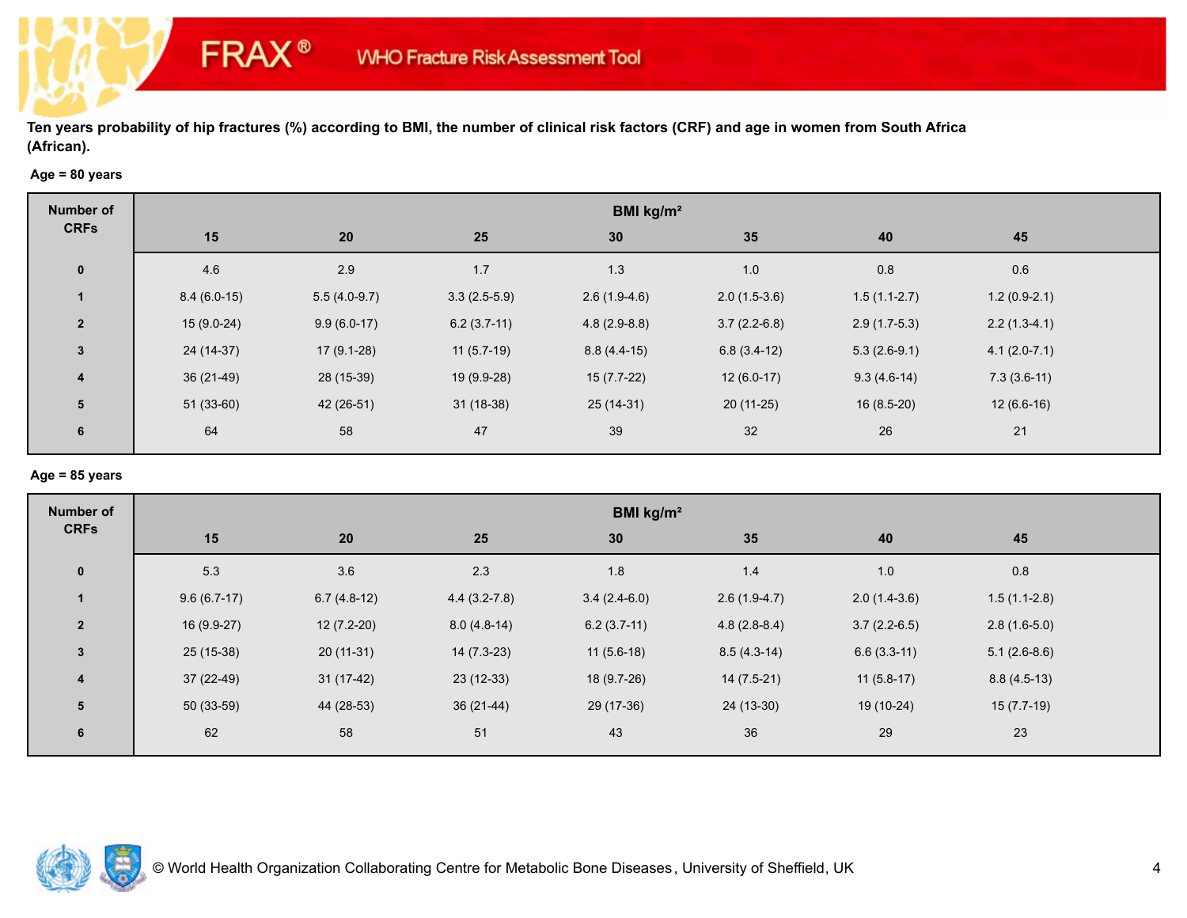**Ten years probability of hip fractures (%) according to BMI, the number of clinical risk factors (CRF) and age in women from South Africa (African).**

**Age = 80 years**

| Number of CRFs | BMI kg/m² | | | | | | |
|---|---|---|---|---|---|---|---|
| | 15 | 20 | 25 | 30 | 35 | 40 | 45 |
| 0 | 4.6 | 2.9 | 1.7 | 1.3 | 1.0 | 0.8 | 0.6 |
| 1 | 8.4 (6.0-15) | 5.5 (4.0-9.7) | 3.3 (2.5-5.9) | 2.6 (1.9-4.6) | 2.0 (1.5-3.6) | 1.5 (1.1-2.7) | 1.2 (0.9-2.1) |
| 2 | 15 (9.0-24) | 9.9 (6.0-17) | 6.2 (3.7-11) | 4.8 (2.9-8.8) | 3.7 (2.2-6.8) | 2.9 (1.7-5.3) | 2.2 (1.3-4.1) |
| 3 | 24 (14-37) | 17 (9.1-28) | 11 (5.7-19) | 8.8 (4.4-15) | 6.8 (3.4-12) | 5.3 (2.6-9.1) | 4.1 (2.0-7.1) |
| 4 | 36 (21-49) | 28 (15-39) | 19 (9.9-28) | 15 (7.7-22) | 12 (6.0-17) | 9.3 (4.6-14) | 7.3 (3.6-11) |
| 5 | 51 (33-60) | 42 (26-51) | 31 (18-38) | 25 (14-31) | 20 (11-25) | 16 (8.5-20) | 12 (6.6-16) |
| 6 | 64 | 58 | 47 | 39 | 32 | 26 | 21 |

**Age = 85 years**

| Number of CRFs | BMI kg/m² | | | | | | |
|---|---|---|---|---|---|---|---|
| | 15 | 20 | 25 | 30 | 35 | 40 | 45 |
| 0 | 5.3 | 3.6 | 2.3 | 1.8 | 1.4 | 1.0 | 0.8 |
| 1 | 9.6 (6.7-17) | 6.7 (4.8-12) | 4.4 (3.2-7.8) | 3.4 (2.4-6.0) | 2.6 (1.9-4.7) | 2.0 (1.4-3.6) | 1.5 (1.1-2.8) |
| 2 | 16 (9.9-27) | 12 (7.2-20) | 8.0 (4.8-14) | 6.2 (3.7-11) | 4.8 (2.8-8.4) | 3.7 (2.2-6.5) | 2.8 (1.6-5.0) |
| 3 | 25 (15-38) | 20 (11-31) | 14 (7.3-23) | 11 (5.6-18) | 8.5 (4.3-14) | 6.6 (3.3-11) | 5.1 (2.6-8.6) |
| 4 | 37 (22-49) | 31 (17-42) | 23 (12-33) | 18 (9.7-26) | 14 (7.5-21) | 11 (5.8-17) | 8.8 (4.5-13) |
| 5 | 50 (33-59) | 44 (28-53) | 36 (21-44) | 29 (17-36) | 24 (13-30) | 19 (10-24) | 15 (7.7-19) |
| 6 | 62 | 58 | 51 | 43 | 36 | 29 | 23 |

© World Health Organization Collaborating Centre for Metabolic Bone Diseases, University of Sheffield, UK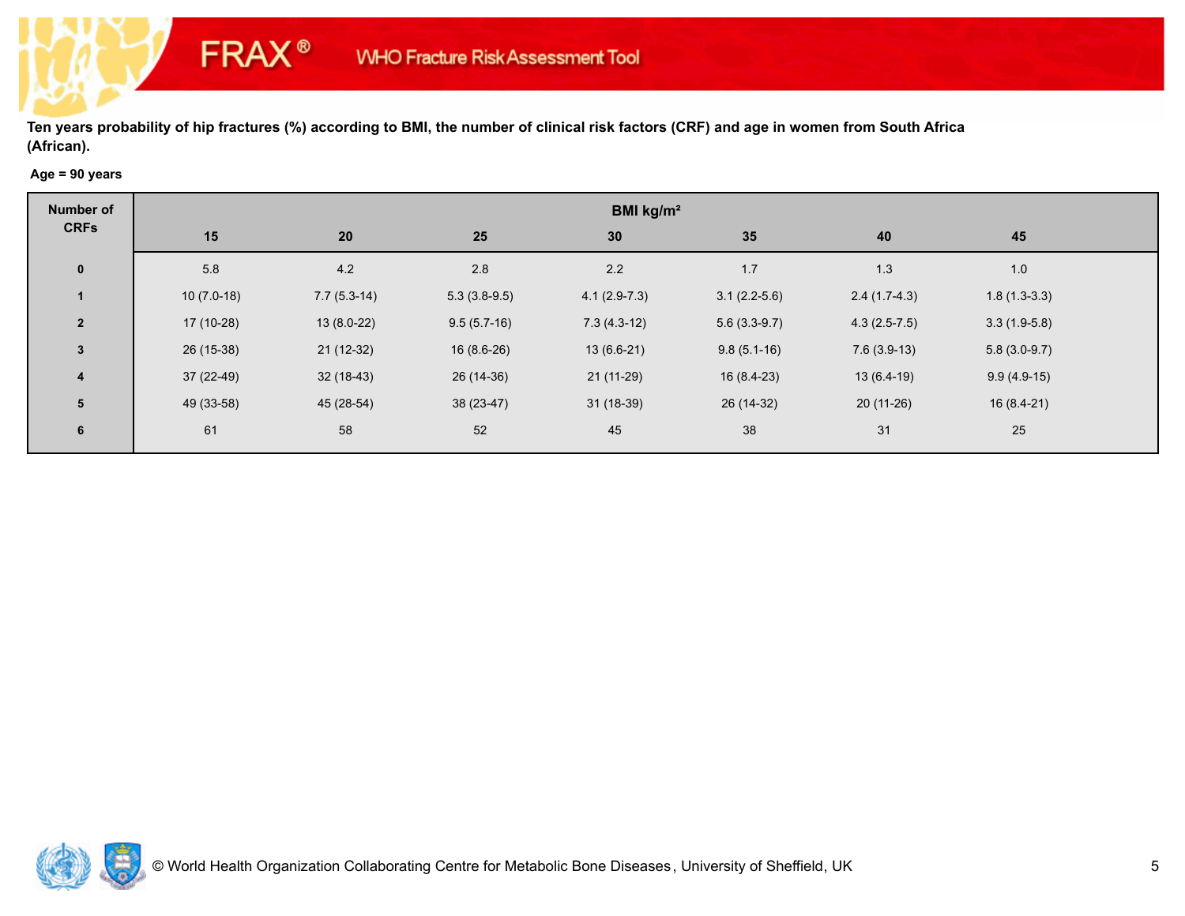FRAX® WHO Fracture Risk Assessment Tool

**Ten years probability of hip fractures (%) according to BMI, the number of clinical risk factors (CRF) and age in women from South Africa (African).**

**Age = 90 years**

| Number of CRFs | BMI kg/m² | | | | | | |
|---|---|---|---|---|---|---|---|
| | **15** | **20** | **25** | **30** | **35** | **40** | **45** |
| **0** | 5.8 | 4.2 | 2.8 | 2.2 | 1.7 | 1.3 | 1.0 |
| **1** | 10 (7.0-18) | 7.7 (5.3-14) | 5.3 (3.8-9.5) | 4.1 (2.9-7.3) | 3.1 (2.2-5.6) | 2.4 (1.7-4.3) | 1.8 (1.3-3.3) |
| **2** | 17 (10-28) | 13 (8.0-22) | 9.5 (5.7-16) | 7.3 (4.3-12) | 5.6 (3.3-9.7) | 4.3 (2.5-7.5) | 3.3 (1.9-5.8) |
| **3** | 26 (15-38) | 21 (12-32) | 16 (8.6-26) | 13 (6.6-21) | 9.8 (5.1-16) | 7.6 (3.9-13) | 5.8 (3.0-9.7) |
| **4** | 37 (22-49) | 32 (18-43) | 26 (14-36) | 21 (11-29) | 16 (8.4-23) | 13 (6.4-19) | 9.9 (4.9-15) |
| **5** | 49 (33-58) | 45 (28-54) | 38 (23-47) | 31 (18-39) | 26 (14-32) | 20 (11-26) | 16 (8.4-21) |
| **6** | 61 | 58 | 52 | 45 | 38 | 31 | 25 |

© World Health Organization Collaborating Centre for Metabolic Bone Diseases, University of Sheffield, UK